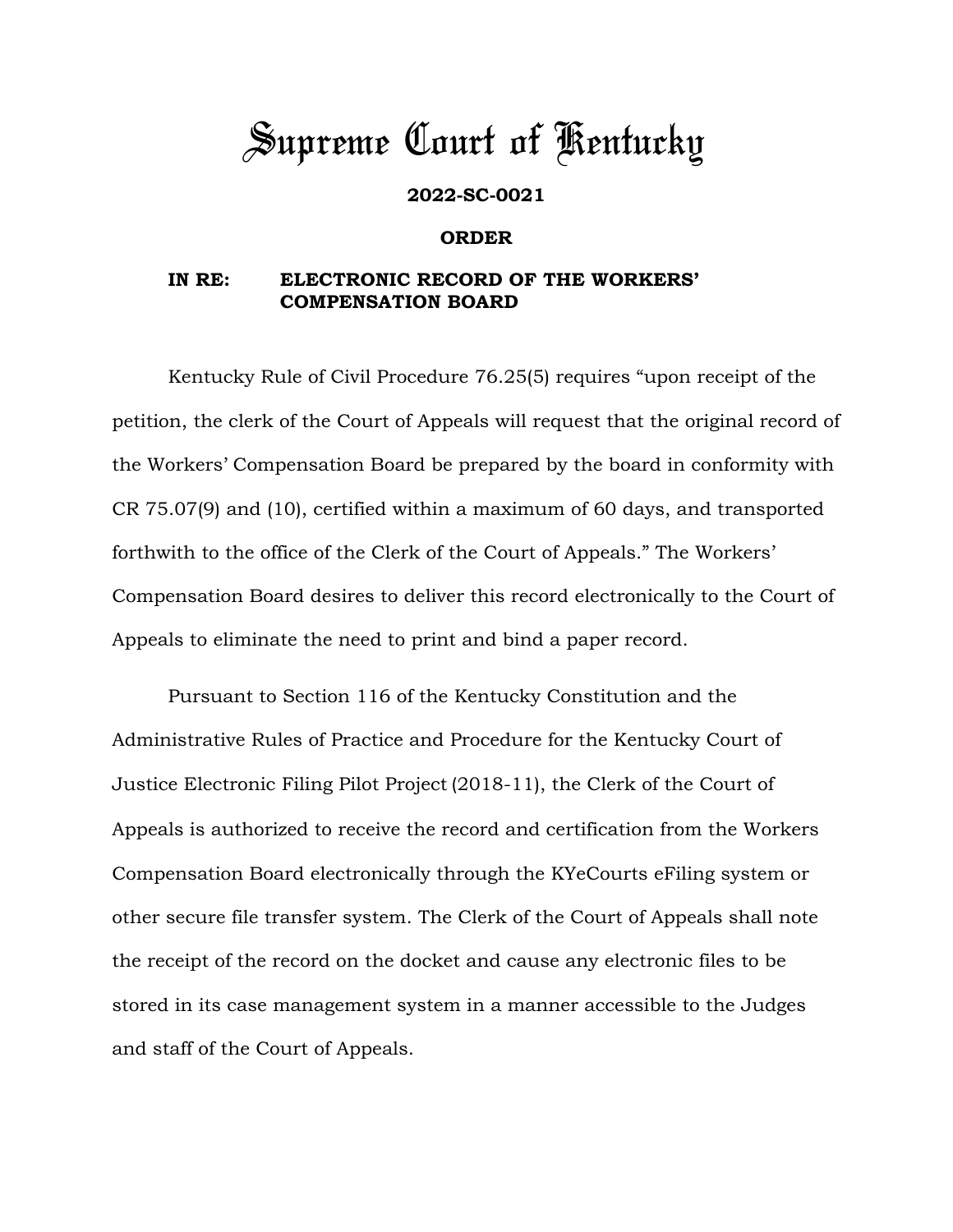# Supreme Court of Kentucky

**2022-SC-0021**

**ORDER**

**IN RE: ELECTRONIC RECORD OF THE WORKERS' COMPENSATION BOARD**

Kentucky Rule of Civil Procedure 76.25(5) requires "upon receipt of the petition, the clerk of the Court of Appeals will request that the original record of the Workers' Compensation Board be prepared by the board in conformity with CR 75.07(9) and (10), certified within a maximum of 60 days, and transported forthwith to the office of the Clerk of the Court of Appeals." The Workers' Compensation Board desires to deliver this record electronically to the Court of Appeals to eliminate the need to print and bind a paper record.

Pursuant to Section 116 of the Kentucky Constitution and the Administrative Rules of Practice and Procedure for the Kentucky Court of Justice Electronic Filing Pilot Project (2018-11), the Clerk of the Court of Appeals is authorized to receive the record and certification from the Workers Compensation Board electronically through the KYeCourts eFiling system or other secure file transfer system. The Clerk of the Court of Appeals shall note the receipt of the record on the docket and cause any electronic files to be stored in its case management system in a manner accessible to the Judges and staff of the Court of Appeals.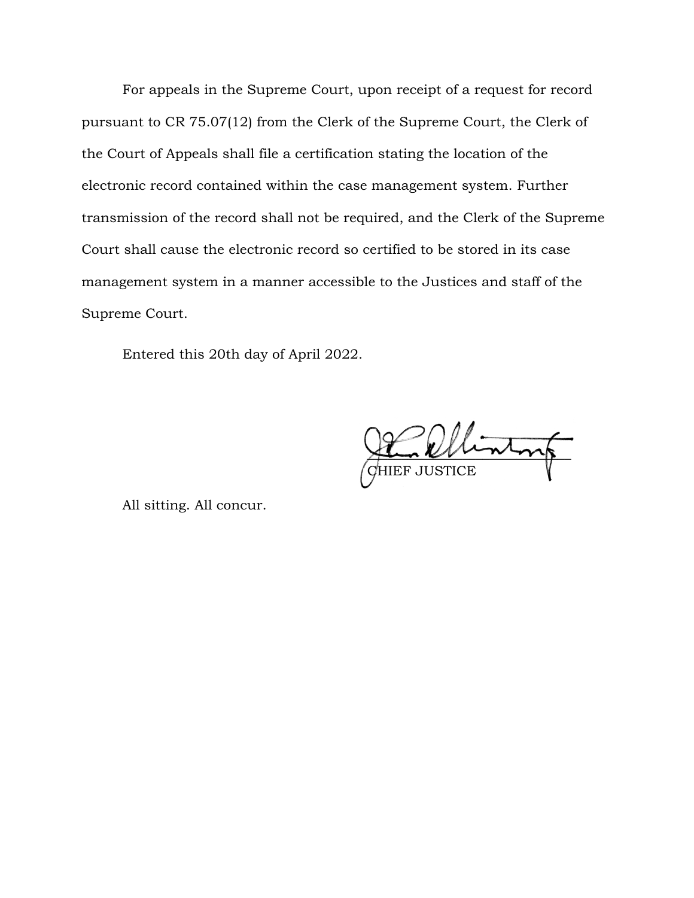For appeals in the Supreme Court, upon receipt of a request for record pursuant to CR 75.07(12) from the Clerk of the Supreme Court, the Clerk of the Court of Appeals shall file a certification stating the location of the electronic record contained within the case management system. Further transmission of the record shall not be required, and the Clerk of the Supreme Court shall cause the electronic record so certified to be stored in its case management system in a manner accessible to the Justices and staff of the Supreme Court.

Entered this 20th day of April 2022.

CHIEF JUSTICE

All sitting. All concur.